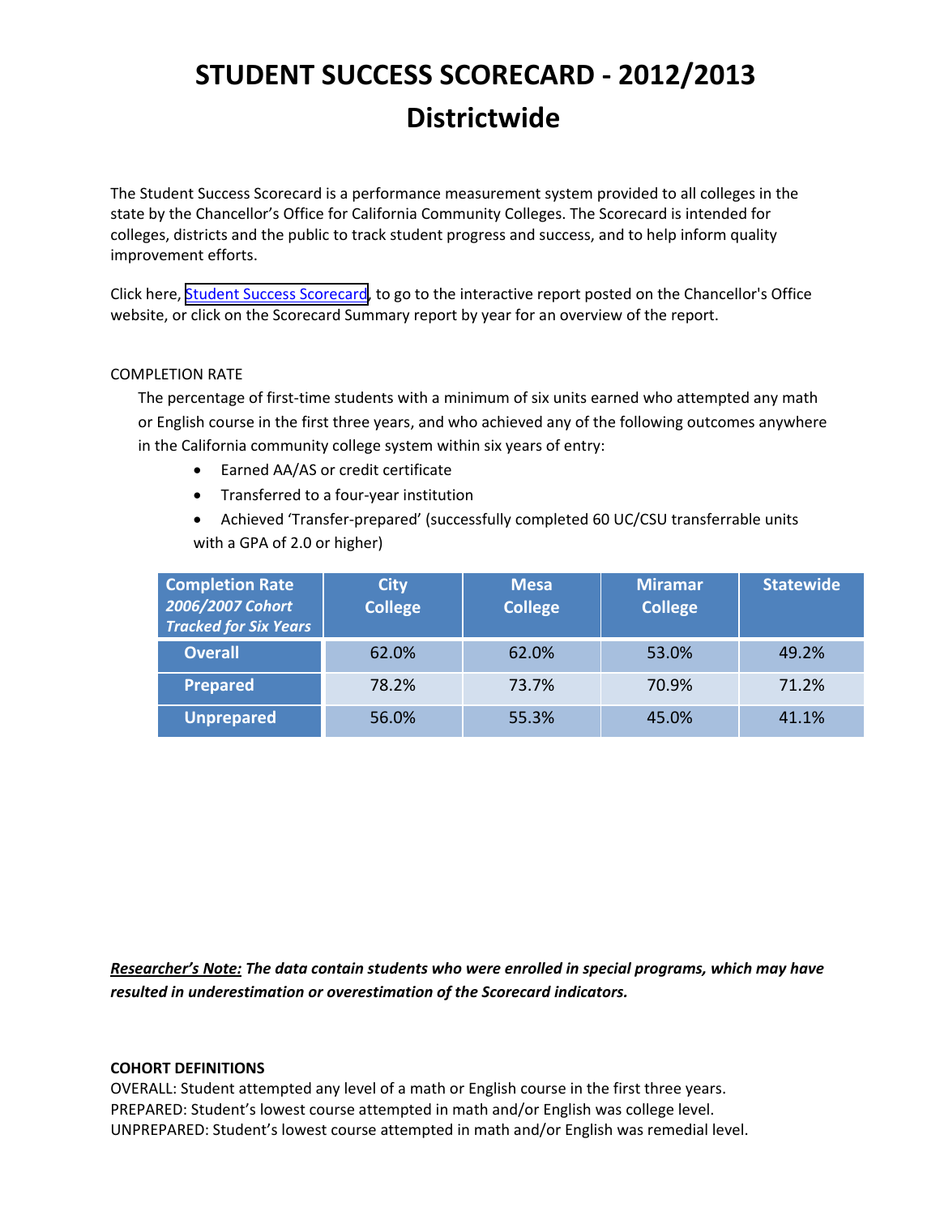# STUDENT SUCCESS SCORECARD - 2012/2013
# Districtwide

The Student Success Scorecard is a performance measurement system provided to all colleges in the state by the Chancellor's Office for California Community Colleges. The Scorecard is intended for colleges, districts and the public to track student progress and success, and to help inform quality improvement efforts.

Click here, Student Success Scorecard, to go to the interactive report posted on the Chancellor's Office website, or click on the Scorecard Summary report by year for an overview of the report.

COMPLETION RATE

The percentage of first-time students with a minimum of six units earned who attempted any math or English course in the first three years, and who achieved any of the following outcomes anywhere in the California community college system within six years of entry:

- Earned AA/AS or credit certificate
- Transferred to a four-year institution
- Achieved 'Transfer-prepared' (successfully completed 60 UC/CSU transferrable units with a GPA of 2.0 or higher)

| **Completion Rate** *2006/2007 Cohort Tracked for Six Years* | **City College** | **Mesa College** | **Miramar College** | **Statewide** |
|---|---|---|---|---|
| **Overall** | 62.0% | 62.0% | 53.0% | 49.2% |
| **Prepared** | 78.2% | 73.7% | 70.9% | 71.2% |
| **Unprepared** | 56.0% | 55.3% | 45.0% | 41.1% |

***Researcher's Note:*** ***The data contain students who were enrolled in special programs, which may have resulted in underestimation or overestimation of the Scorecard indicators.***

**COHORT DEFINITIONS**

OVERALL: Student attempted any level of a math or English course in the first three years.
PREPARED: Student's lowest course attempted in math and/or English was college level.
UNPREPARED: Student's lowest course attempted in math and/or English was remedial level.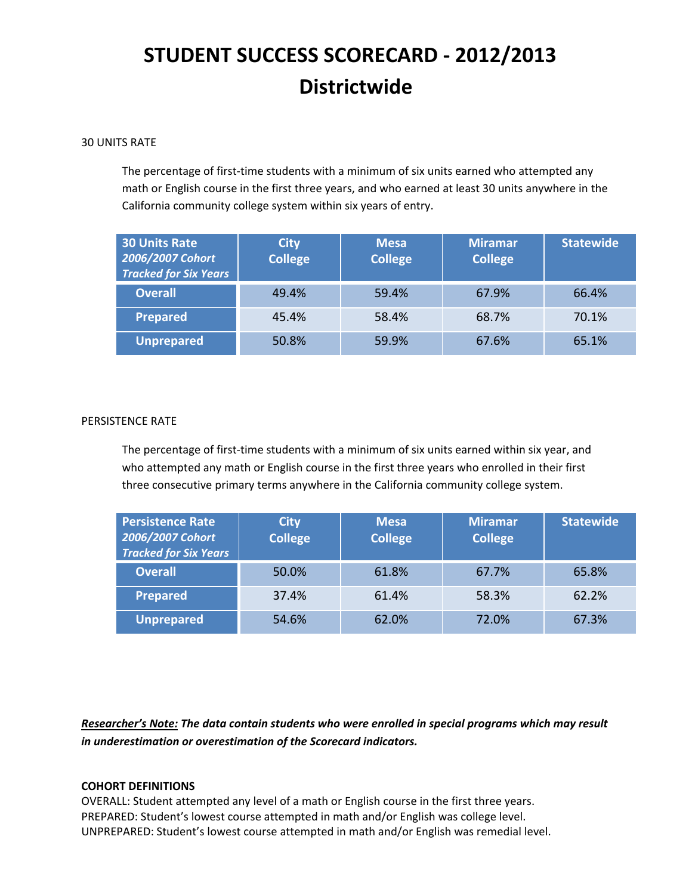# STUDENT SUCCESS SCORECARD - 2012/2013
# Districtwide

30 UNITS RATE

The percentage of first-time students with a minimum of six units earned who attempted any math or English course in the first three years, and who earned at least 30 units anywhere in the California community college system within six years of entry.

| **30 Units Rate** ***2006/2007 Cohort Tracked for Six Years*** | City College | Mesa College | Miramar College | Statewide |
|---|---|---|---|---|
| **Overall** | 49.4% | 59.4% | 67.9% | 66.4% |
| **Prepared** | 45.4% | 58.4% | 68.7% | 70.1% |
| **Unprepared** | 50.8% | 59.9% | 67.6% | 65.1% |

PERSISTENCE RATE

The percentage of first-time students with a minimum of six units earned within six year, and who attempted any math or English course in the first three years who enrolled in their first three consecutive primary terms anywhere in the California community college system.

| **Persistence Rate** ***2006/2007 Cohort Tracked for Six Years*** | City College | Mesa College | Miramar College | Statewide |
|---|---|---|---|---|
| **Overall** | 50.0% | 61.8% | 67.7% | 65.8% |
| **Prepared** | 37.4% | 61.4% | 58.3% | 62.2% |
| **Unprepared** | 54.6% | 62.0% | 72.0% | 67.3% |

***Researcher's Note:*** ***The data contain students who were enrolled in special programs which may result in underestimation or overestimation of the Scorecard indicators.***

**COHORT DEFINITIONS**

OVERALL: Student attempted any level of a math or English course in the first three years.
PREPARED: Student's lowest course attempted in math and/or English was college level.
UNPREPARED: Student's lowest course attempted in math and/or English was remedial level.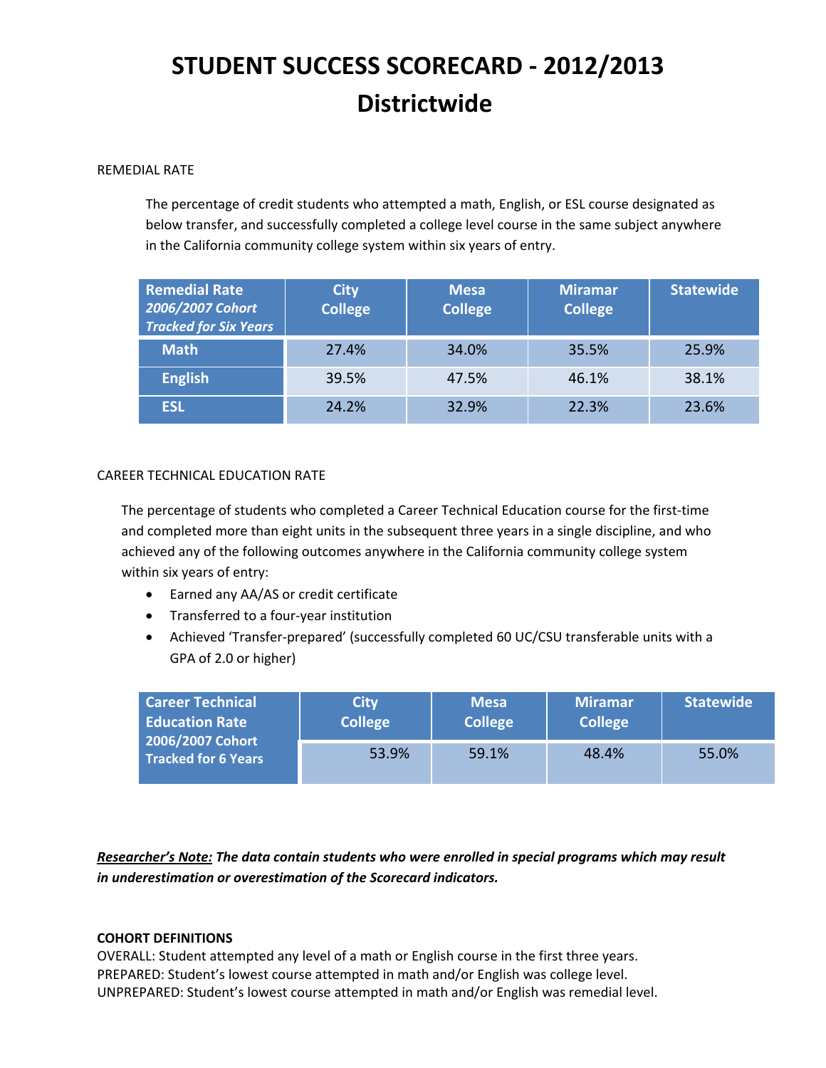# STUDENT SUCCESS SCORECARD - 2012/2013
# Districtwide

REMEDIAL RATE

The percentage of credit students who attempted a math, English, or ESL course designated as below transfer, and successfully completed a college level course in the same subject anywhere in the California community college system within six years of entry.

| Remedial Rate *2006/2007 Cohort Tracked for Six Years* | City College | Mesa College | Miramar College | Statewide |
|---|---|---|---|---|
| Math | 27.4% | 34.0% | 35.5% | 25.9% |
| English | 39.5% | 47.5% | 46.1% | 38.1% |
| ESL | 24.2% | 32.9% | 22.3% | 23.6% |

CAREER TECHNICAL EDUCATION RATE

The percentage of students who completed a Career Technical Education course for the first-time and completed more than eight units in the subsequent three years in a single discipline, and who achieved any of the following outcomes anywhere in the California community college system within six years of entry:

- Earned any AA/AS or credit certificate
- Transferred to a four-year institution
- Achieved 'Transfer-prepared' (successfully completed 60 UC/CSU transferable units with a GPA of 2.0 or higher)

| Career Technical Education Rate 2006/2007 Cohort Tracked for 6 Years | City College | Mesa College | Miramar College | Statewide |
|---|---|---|---|---|
| | 53.9% | 59.1% | 48.4% | 55.0% |

***Researcher's Note:*** ***The data contain students who were enrolled in special programs which may result in underestimation or overestimation of the Scorecard indicators.***

**COHORT DEFINITIONS**

OVERALL: Student attempted any level of a math or English course in the first three years.
PREPARED: Student's lowest course attempted in math and/or English was college level.
UNPREPARED: Student's lowest course attempted in math and/or English was remedial level.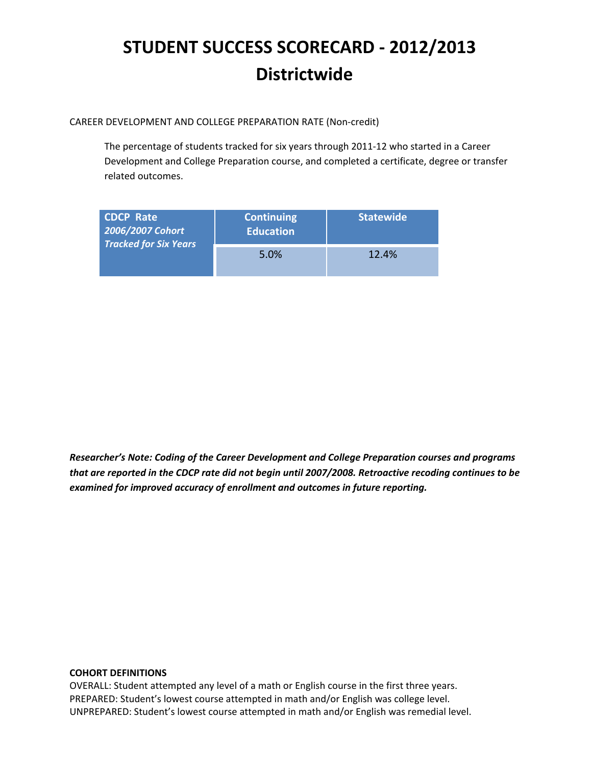# STUDENT SUCCESS SCORECARD - 2012/2013
# Districtwide

CAREER DEVELOPMENT AND COLLEGE PREPARATION RATE (Non-credit)

The percentage of students tracked for six years through 2011-12 who started in a Career Development and College Preparation course, and completed a certificate, degree or transfer related outcomes.

| **CDCP Rate** *2006/2007 Cohort Tracked for Six Years* | **Continuing Education** | **Statewide** |
|---|---|---|
| | 5.0% | 12.4% |

***Researcher's Note: Coding of the Career Development and College Preparation courses and programs that are reported in the CDCP rate did not begin until 2007/2008. Retroactive recoding continues to be examined for improved accuracy of enrollment and outcomes in future reporting.***

**COHORT DEFINITIONS**

OVERALL: Student attempted any level of a math or English course in the first three years.
PREPARED: Student's lowest course attempted in math and/or English was college level.
UNPREPARED: Student's lowest course attempted in math and/or English was remedial level.